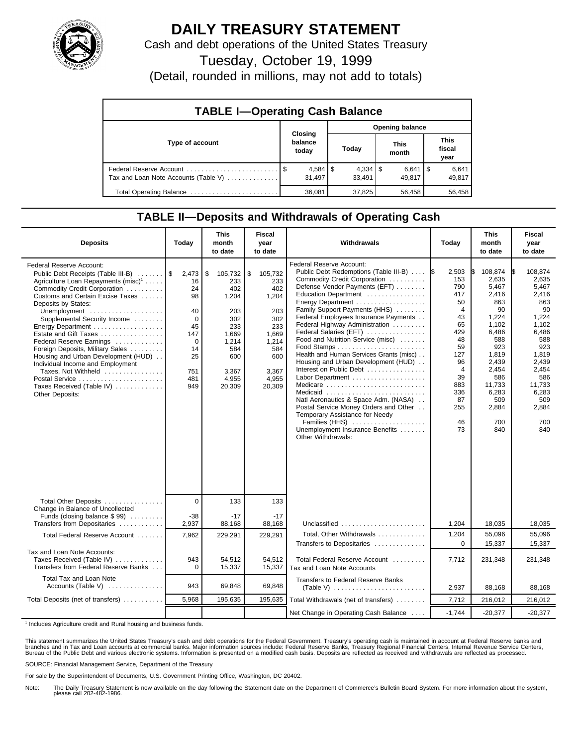# DAILY TREASURY STATEMENT

Cash and debt operations of the United States Treasury

Tuesday, October 19, 1999

(Detail, rounded in millions, may not add to totals)

## TABLE I—Operating Cash Balance

| Type of account | Closing balance today | Opening balance Today | Opening balance This month | Opening balance This fiscal year |
|---|---|---|---|---|
| Federal Reserve Account | $ 4,584 | $ 4,334 | $ 6,641 | $ 6,641 |
| Tax and Loan Note Accounts (Table V) | 31,497 | 33,491 | 49,817 | 49,817 |
| Total Operating Balance | 36,081 | 37,825 | 56,458 | 56,458 |

## TABLE II—Deposits and Withdrawals of Operating Cash

| Deposits | Today | This month to date | Fiscal year to date |
|---|---|---|---|
| Federal Reserve Account: | | | |
| Public Debt Receipts (Table III-B) | $ 2,473 | $ 105,732 | $ 105,732 |
| Agriculture Loan Repayments (misc)[1] | 16 | 233 | 233 |
| Commodity Credit Corporation | 24 | 402 | 402 |
| Customs and Certain Excise Taxes | 98 | 1,204 | 1,204 |
| Deposits by States: | | | |
| Unemployment | 40 | 203 | 203 |
| Supplemental Security Income | 0 | 302 | 302 |
| Energy Department | 45 | 233 | 233 |
| Estate and Gift Taxes | 147 | 1,669 | 1,669 |
| Federal Reserve Earnings | 0 | 1,214 | 1,214 |
| Foreign Deposits, Military Sales | 14 | 584 | 584 |
| Housing and Urban Development (HUD) | 25 | 600 | 600 |
| Individual Income and Employment Taxes, Not Withheld | 751 | 3,367 | 3,367 |
| Postal Service | 481 | 4,955 | 4,955 |
| Taxes Received (Table IV) | 949 | 20,309 | 20,309 |
| Other Deposits: | | | |
| Total Other Deposits | 0 | 133 | 133 |
| Change in Balance of Uncollected Funds (closing balance $ 99) | -38 | -17 | -17 |
| Transfers from Depositaries | 2,937 | 88,168 | 88,168 |
| Total Federal Reserve Account | 7,962 | 229,291 | 229,291 |
| Tax and Loan Note Accounts: | | | |
| Taxes Received (Table IV) | 943 | 54,512 | 54,512 |
| Transfers from Federal Reserve Banks | 0 | 15,337 | 15,337 |
| Total Tax and Loan Note Accounts (Table V) | 943 | 69,848 | 69,848 |
| Total Deposits (net of transfers) | 5,968 | 195,635 | 195,635 |

| Withdrawals | Today | This month to date | Fiscal year to date |
|---|---|---|---|
| Federal Reserve Account: | | | |
| Public Debt Redemptions (Table III-B) | $ 2,503 | $ 108,874 | $ 108,874 |
| Commodity Credit Corporation | 153 | 2,635 | 2,635 |
| Defense Vendor Payments (EFT) | 790 | 5,467 | 5,467 |
| Education Department | 417 | 2,416 | 2,416 |
| Energy Department | 50 | 863 | 863 |
| Family Support Payments (HHS) | 4 | 90 | 90 |
| Federal Employees Insurance Payments | 43 | 1,224 | 1,224 |
| Federal Highway Administration | 65 | 1,102 | 1,102 |
| Federal Salaries (EFT) | 429 | 6,486 | 6,486 |
| Food and Nutrition Service (misc) | 48 | 588 | 588 |
| Food Stamps | 59 | 923 | 923 |
| Health and Human Services Grants (misc) | 127 | 1,819 | 1,819 |
| Housing and Urban Development (HUD) | 96 | 2,439 | 2,439 |
| Interest on Public Debt | 4 | 2,454 | 2,454 |
| Labor Department | 39 | 586 | 586 |
| Medicare | 883 | 11,733 | 11,733 |
| Medicaid | 336 | 6,283 | 6,283 |
| Natl Aeronautics & Space Adm. (NASA) | 87 | 509 | 509 |
| Postal Service Money Orders and Other | 255 | 2,884 | 2,884 |
| Temporary Assistance for Needy Families (HHS) | 46 | 700 | 700 |
| Unemployment Insurance Benefits | 73 | 840 | 840 |
| Other Withdrawals: | | | |
| Unclassified | 1,204 | 18,035 | 18,035 |
| Total, Other Withdrawals | 1,204 | 55,096 | 55,096 |
| Transfers to Depositaries | 0 | 15,337 | 15,337 |
| Total Federal Reserve Account | 7,712 | 231,348 | 231,348 |
| Tax and Loan Note Accounts | | | |
| Transfers to Federal Reserve Banks (Table V) | 2,937 | 88,168 | 88,168 |
| Total Withdrawals (net of transfers) | 7,712 | 216,012 | 216,012 |
| Net Change in Operating Cash Balance | -1,744 | -20,377 | -20,377 |

[1] Includes Agriculture credit and Rural housing and business funds.

This statement summarizes the United States Treasury's cash and debt operations for the Federal Government. Treasury's operating cash is maintained in account at Federal Reserve banks and branches and in Tax and Loan accounts at commercial banks. Major information sources include: Federal Reserve Banks, Treasury Regional Financial Centers, Internal Revenue Service Centers, Bureau of the Public Debt and various electronic systems. Information is presented on a modified cash basis. Deposits are reflected as received and withdrawals are reflected as processed.

SOURCE: Financial Management Service, Department of the Treasury

For sale by the Superintendent of Documents, U.S. Government Printing Office, Washington, DC 20402.

Note: The Daily Treasury Statement is now available on the day following the Statement date on the Department of Commerce's Bulletin Board System. For more information about the system, please call 202-482-1986.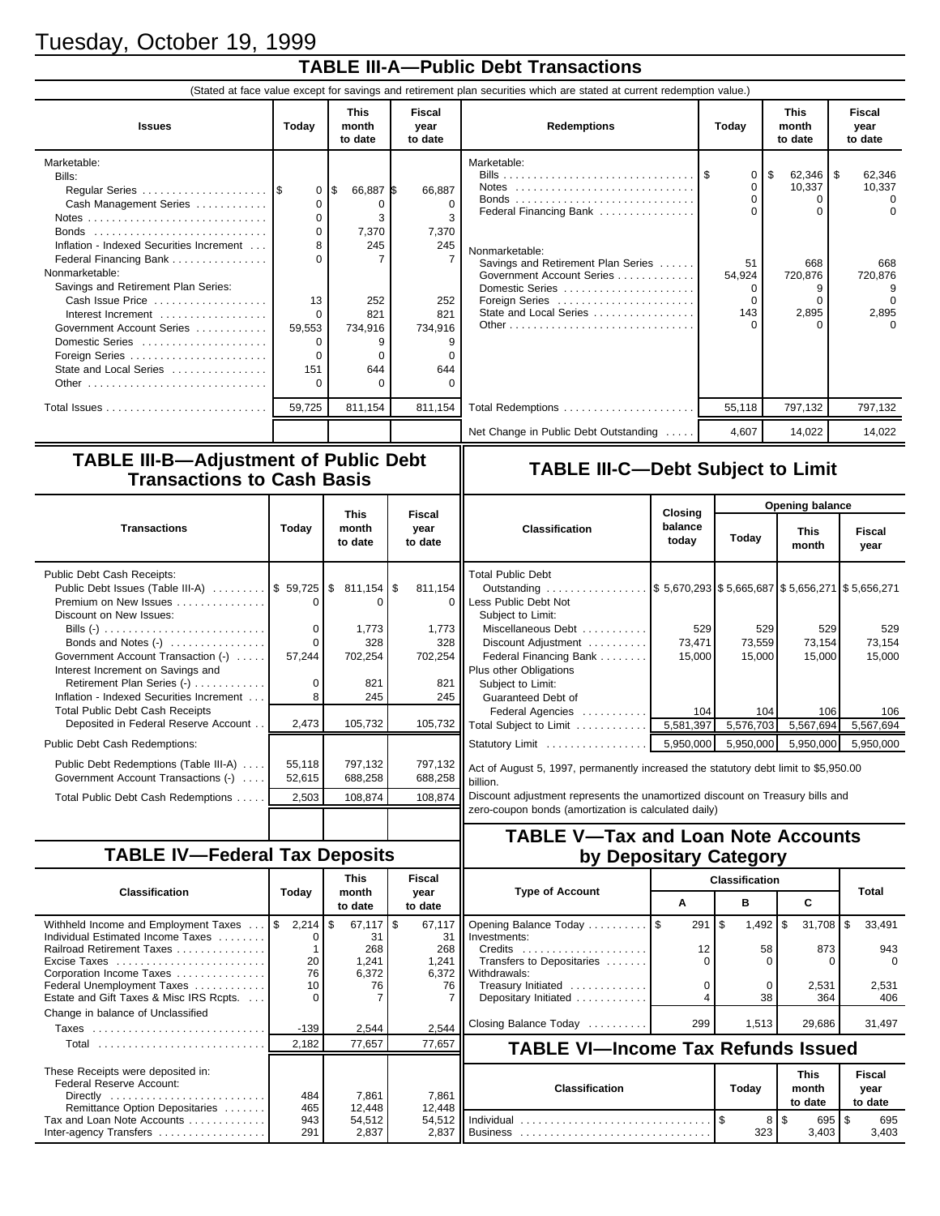Tuesday, October 19, 1999

## TABLE III-A—Public Debt Transactions

(Stated at face value except for savings and retirement plan securities which are stated at current redemption value.)

| Issues | Today | This month to date | Fiscal year to date |
|---|---|---|---|
| Marketable: | | | |
| Bills: | | | |
| Regular Series | $ 0 | $ 66,887 | $ 66,887 |
| Cash Management Series | 0 | 0 | 0 |
| Notes | 0 | 3 | 3 |
| Bonds | 0 | 7,370 | 7,370 |
| Inflation - Indexed Securities Increment | 8 | 245 | 245 |
| Federal Financing Bank | 0 | 7 | 7 |
| Nonmarketable: | | | |
| Savings and Retirement Plan Series: | | | |
| Cash Issue Price | 13 | 252 | 252 |
| Interest Increment | 0 | 821 | 821 |
| Government Account Series | 59,553 | 734,916 | 734,916 |
| Domestic Series | 0 | 9 | 9 |
| Foreign Series | 0 | 0 | 0 |
| State and Local Series | 151 | 644 | 644 |
| Other | 0 | 0 | 0 |
| Total Issues | 59,725 | 811,154 | 811,154 |

| Redemptions | Today | This month to date | Fiscal year to date |
|---|---|---|---|
| Marketable: | | | |
| Bills | $ 0 | $ 62,346 | $ 62,346 |
| Notes | 0 | 10,337 | 10,337 |
| Bonds | 0 | 0 | 0 |
| Federal Financing Bank | 0 | 0 | 0 |
| Nonmarketable: | | | |
| Savings and Retirement Plan Series | 51 | 668 | 668 |
| Government Account Series | 54,924 | 720,876 | 720,876 |
| Domestic Series | 0 | 9 | 9 |
| Foreign Series | 0 | 0 | 0 |
| State and Local Series | 143 | 2,895 | 2,895 |
| Other | 0 | 0 | 0 |
| Total Redemptions | 55,118 | 797,132 | 797,132 |
| Net Change in Public Debt Outstanding | 4,607 | 14,022 | 14,022 |

## TABLE III-B—Adjustment of Public Debt Transactions to Cash Basis

| Transactions | Today | This month to date | Fiscal year to date |
|---|---|---|---|
| Public Debt Cash Receipts: | | | |
| Public Debt Issues (Table III-A) | $ 59,725 | $ 811,154 | $ 811,154 |
| Premium on New Issues | 0 | 0 | 0 |
| Discount on New Issues: | | | |
| Bills (-) | 0 | 1,773 | 1,773 |
| Bonds and Notes (-) | 0 | 328 | 328 |
| Government Account Transaction (-) | 57,244 | 702,254 | 702,254 |
| Interest Increment on Savings and Retirement Plan Series (-) | 0 | 821 | 821 |
| Inflation - Indexed Securities Increment | 8 | 245 | 245 |
| Total Public Debt Cash Receipts Deposited in Federal Reserve Account | 2,473 | 105,732 | 105,732 |
| Public Debt Cash Redemptions: | | | |
| Public Debt Redemptions (Table III-A) | 55,118 | 797,132 | 797,132 |
| Government Account Transactions (-) | 52,615 | 688,258 | 688,258 |
| Total Public Debt Cash Redemptions | 2,503 | 108,874 | 108,874 |

## TABLE III-C—Debt Subject to Limit

| Classification | Closing balance today | Opening balance Today | Opening balance This month | Opening balance Fiscal year |
|---|---|---|---|---|
| Total Public Debt Outstanding | $ 5,670,293 | $ 5,665,687 | $ 5,656,271 | $ 5,656,271 |
| Less Public Debt Not Subject to Limit: | | | | |
| Miscellaneous Debt | 529 | 529 | 529 | 529 |
| Discount Adjustment | 73,471 | 73,559 | 73,154 | 73,154 |
| Federal Financing Bank | 15,000 | 15,000 | 15,000 | 15,000 |
| Plus other Obligations Subject to Limit: | | | | |
| Guaranteed Debt of Federal Agencies | 104 | 104 | 106 | 106 |
| Total Subject to Limit | 5,581,397 | 5,576,703 | 5,567,694 | 5,567,694 |
| Statutory Limit | 5,950,000 | 5,950,000 | 5,950,000 | 5,950,000 |

Act of August 5, 1997, permanently increased the statutory debt limit to $5,950.00 billion.

Discount adjustment represents the unamortized discount on Treasury bills and zero-coupon bonds (amortization is calculated daily)

## TABLE IV—Federal Tax Deposits

| Classification | Today | This month to date | Fiscal year to date |
|---|---|---|---|
| Withheld Income and Employment Taxes | $ 2,214 | $ 67,117 | $ 67,117 |
| Individual Estimated Income Taxes | 0 | 31 | 31 |
| Railroad Retirement Taxes | 1 | 268 | 268 |
| Excise Taxes | 20 | 1,241 | 1,241 |
| Corporation Income Taxes | 76 | 6,372 | 6,372 |
| Federal Unemployment Taxes | 10 | 76 | 76 |
| Estate and Gift Taxes & Misc IRS Rcpts. | 0 | 7 | 7 |
| Change in balance of Unclassified Taxes | -139 | 2,544 | 2,544 |
| Total | 2,182 | 77,657 | 77,657 |
| These Receipts were deposited in: | | | |
| Federal Reserve Account: | | | |
| Directly | 484 | 7,861 | 7,861 |
| Remittance Option Depositaries | 465 | 12,448 | 12,448 |
| Tax and Loan Note Accounts | 943 | 54,512 | 54,512 |
| Inter-agency Transfers | 291 | 2,837 | 2,837 |

## TABLE V—Tax and Loan Note Accounts by Depositary Category

| Type of Account | Classification A | Classification B | Classification C | Total |
|---|---|---|---|---|
| Opening Balance Today | $ 291 | $ 1,492 | $ 31,708 | $ 33,491 |
| Investments: | | | | |
| Credits | 12 | 58 | 873 | 943 |
| Transfers to Depositaries | 0 | 0 | 0 | 0 |
| Withdrawals: | | | | |
| Treasury Initiated | 0 | 0 | 2,531 | 2,531 |
| Depositary Initiated | 4 | 38 | 364 | 406 |
| Closing Balance Today | 299 | 1,513 | 29,686 | 31,497 |

## TABLE VI—Income Tax Refunds Issued

| Classification | Today | This month to date | Fiscal year to date |
|---|---|---|---|
| Individual | $ 8 | $ 695 | $ 695 |
| Business | 323 | 3,403 | 3,403 |